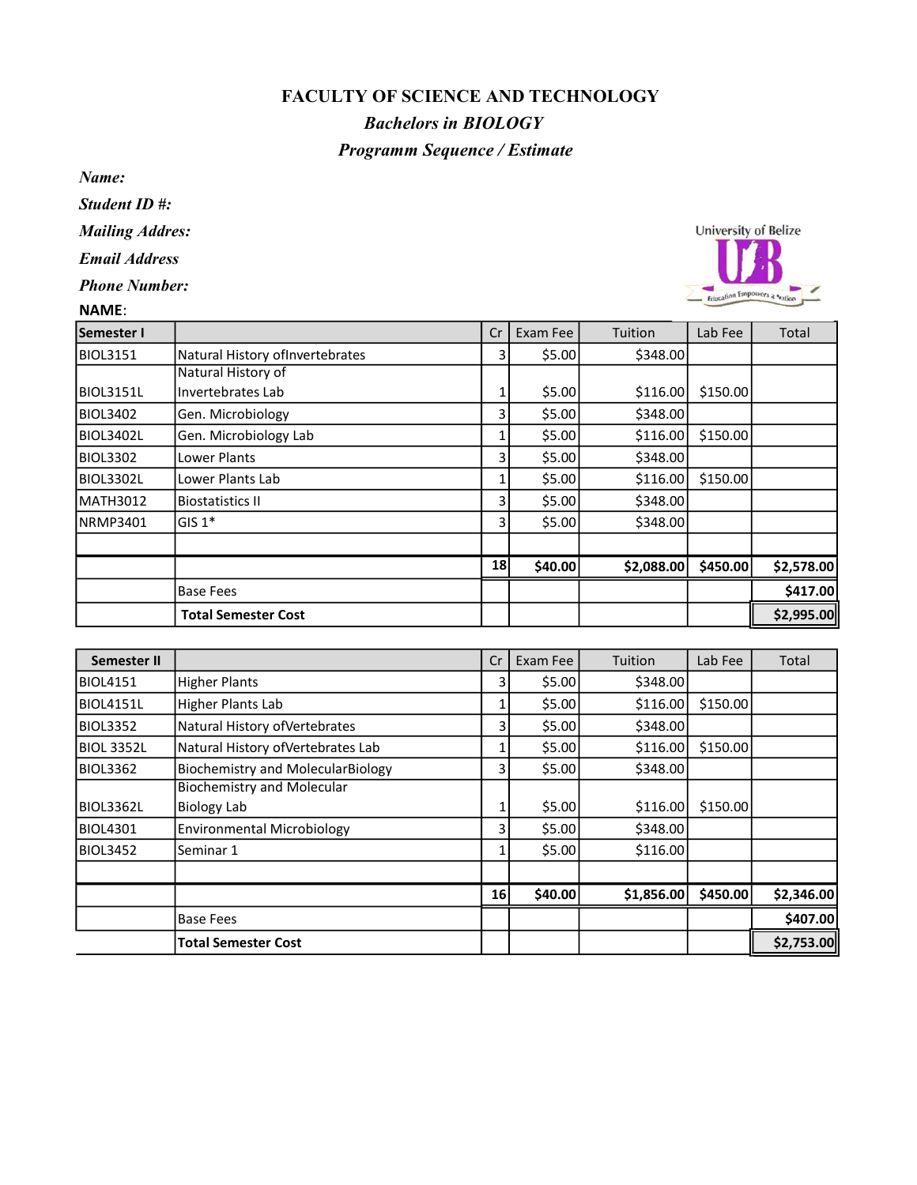# FACULTY OF SCIENCE AND TECHNOLOGY

## *Bachelors in BIOLOGY*

### *Programm Sequence / Estimate*

***Name:***

***Student ID #:***

***Mailing Addres:***

***Email Address***

***Phone Number:***

**NAME**:

| Semester I | | Cr | Exam Fee | Tuition | Lab Fee | Total |
|---|---|---|---|---|---|---|
| BIOL3151 | Natural History ofInvertebrates | 3 | $5.00 | $348.00 | | |
| BIOL3151L | Natural History of Invertebrates Lab | 1 | $5.00 | $116.00 | $150.00 | |
| BIOL3402 | Gen. Microbiology | 3 | $5.00 | $348.00 | | |
| BIOL3402L | Gen. Microbiology Lab | 1 | $5.00 | $116.00 | $150.00 | |
| BIOL3302 | Lower Plants | 3 | $5.00 | $348.00 | | |
| BIOL3302L | Lower Plants Lab | 1 | $5.00 | $116.00 | $150.00 | |
| MATH3012 | Biostatistics II | 3 | $5.00 | $348.00 | | |
| NRMP3401 | GIS 1* | 3 | $5.00 | $348.00 | | |
| | | | | | | |
| | | **18** | **$40.00** | **$2,088.00** | **$450.00** | **$2,578.00** |
| | Base Fees | | | | | **$417.00** |
| | **Total Semester Cost** | | | | | **$2,995.00** |

| Semester II | | Cr | Exam Fee | Tuition | Lab Fee | Total |
|---|---|---|---|---|---|---|
| BIOL4151 | Higher Plants | 3 | $5.00 | $348.00 | | |
| BIOL4151L | Higher Plants Lab | 1 | $5.00 | $116.00 | $150.00 | |
| BIOL3352 | Natural History ofVertebrates | 3 | $5.00 | $348.00 | | |
| BIOL 3352L | Natural History ofVertebrates Lab | 1 | $5.00 | $116.00 | $150.00 | |
| BIOL3362 | Biochemistry and MolecularBiology | 3 | $5.00 | $348.00 | | |
| BIOL3362L | Biochemistry and Molecular Biology Lab | 1 | $5.00 | $116.00 | $150.00 | |
| BIOL4301 | Environmental Microbiology | 3 | $5.00 | $348.00 | | |
| BIOL3452 | Seminar 1 | 1 | $5.00 | $116.00 | | |
| | | | | | | |
| | | **16** | **$40.00** | **$1,856.00** | **$450.00** | **$2,346.00** |
| | Base Fees | | | | | **$407.00** |
| | **Total Semester Cost** | | | | | **$2,753.00** |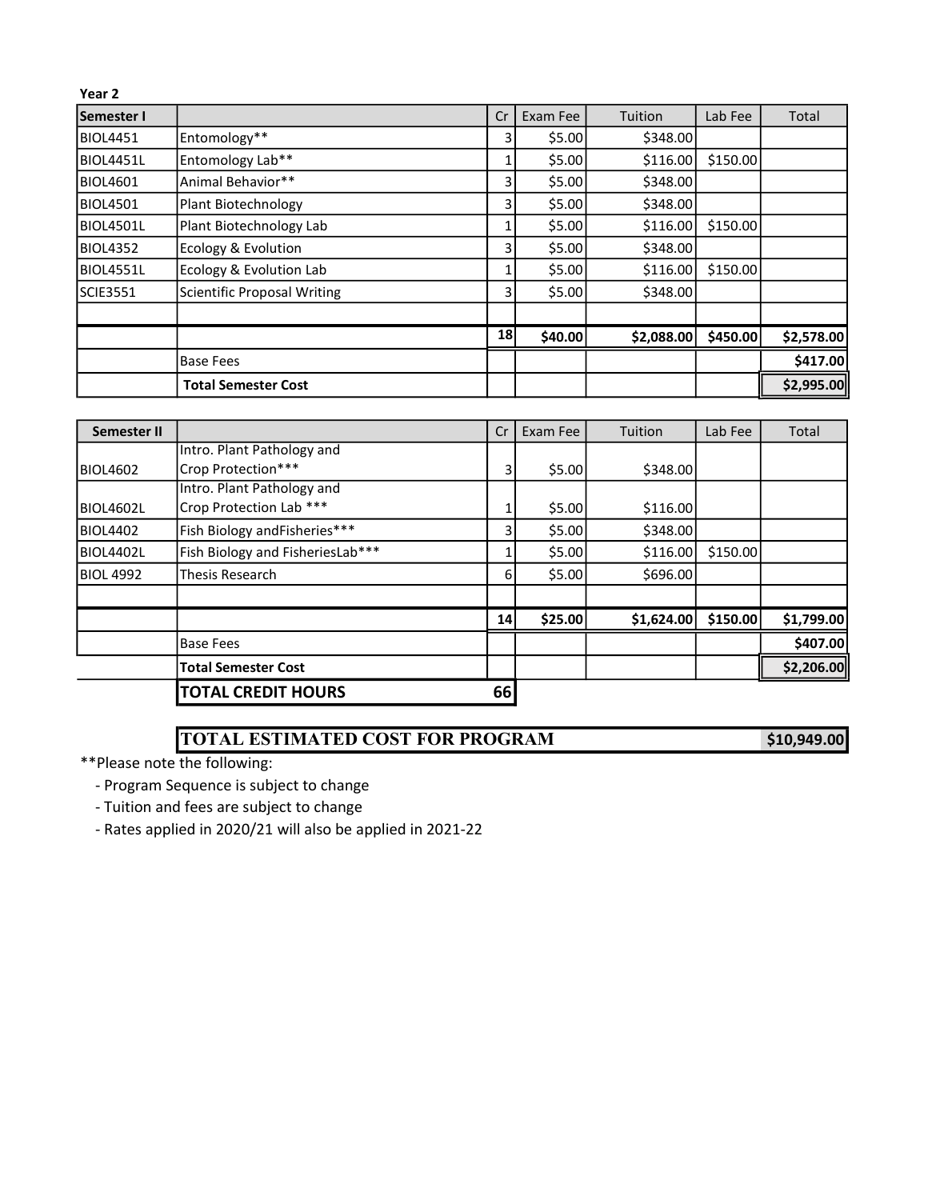**Year 2**

| Semester I | | Cr | Exam Fee | Tuition | Lab Fee | Total |
|---|---|---|---|---|---|---|
| BIOL4451 | Entomology** | 3 | $5.00 | $348.00 | | |
| BIOL4451L | Entomology Lab** | 1 | $5.00 | $116.00 | $150.00 | |
| BIOL4601 | Animal Behavior** | 3 | $5.00 | $348.00 | | |
| BIOL4501 | Plant Biotechnology | 3 | $5.00 | $348.00 | | |
| BIOL4501L | Plant Biotechnology Lab | 1 | $5.00 | $116.00 | $150.00 | |
| BIOL4352 | Ecology & Evolution | 3 | $5.00 | $348.00 | | |
| BIOL4551L | Ecology & Evolution Lab | 1 | $5.00 | $116.00 | $150.00 | |
| SCIE3551 | Scientific Proposal Writing | 3 | $5.00 | $348.00 | | |
| | | | | | | |
| | | **18** | **$40.00** | **$2,088.00** | **$450.00** | **$2,578.00** |
| | Base Fees | | | | | **$417.00** |
| | **Total Semester Cost** | | | | | **$2,995.00** |

| Semester II | | Cr | Exam Fee | Tuition | Lab Fee | Total |
|---|---|---|---|---|---|---|
| BIOL4602 | Intro. Plant Pathology and Crop Protection*** | 3 | $5.00 | $348.00 | | |
| BIOL4602L | Intro. Plant Pathology and Crop Protection Lab *** | 1 | $5.00 | $116.00 | | |
| BIOL4402 | Fish Biology andFisheries*** | 3 | $5.00 | $348.00 | | |
| BIOL4402L | Fish Biology and FisheriesLab*** | 1 | $5.00 | $116.00 | $150.00 | |
| BIOL 4992 | Thesis Research | 6 | $5.00 | $696.00 | | |
| | | | | | | |
| | | **14** | **$25.00** | **$1,624.00** | **$150.00** | **$1,799.00** |
| | Base Fees | | | | | **$407.00** |
| | **Total Semester Cost** | | | | | **$2,206.00** |
| | **TOTAL CREDIT HOURS** | **66** | | | | |

| | |
|---|---|
| **TOTAL ESTIMATED COST FOR PROGRAM** | **$10,949.00** |

**Please note the following:

- Program Sequence is subject to change
- Tuition and fees are subject to change
- Rates applied in 2020/21 will also be applied in 2021-22